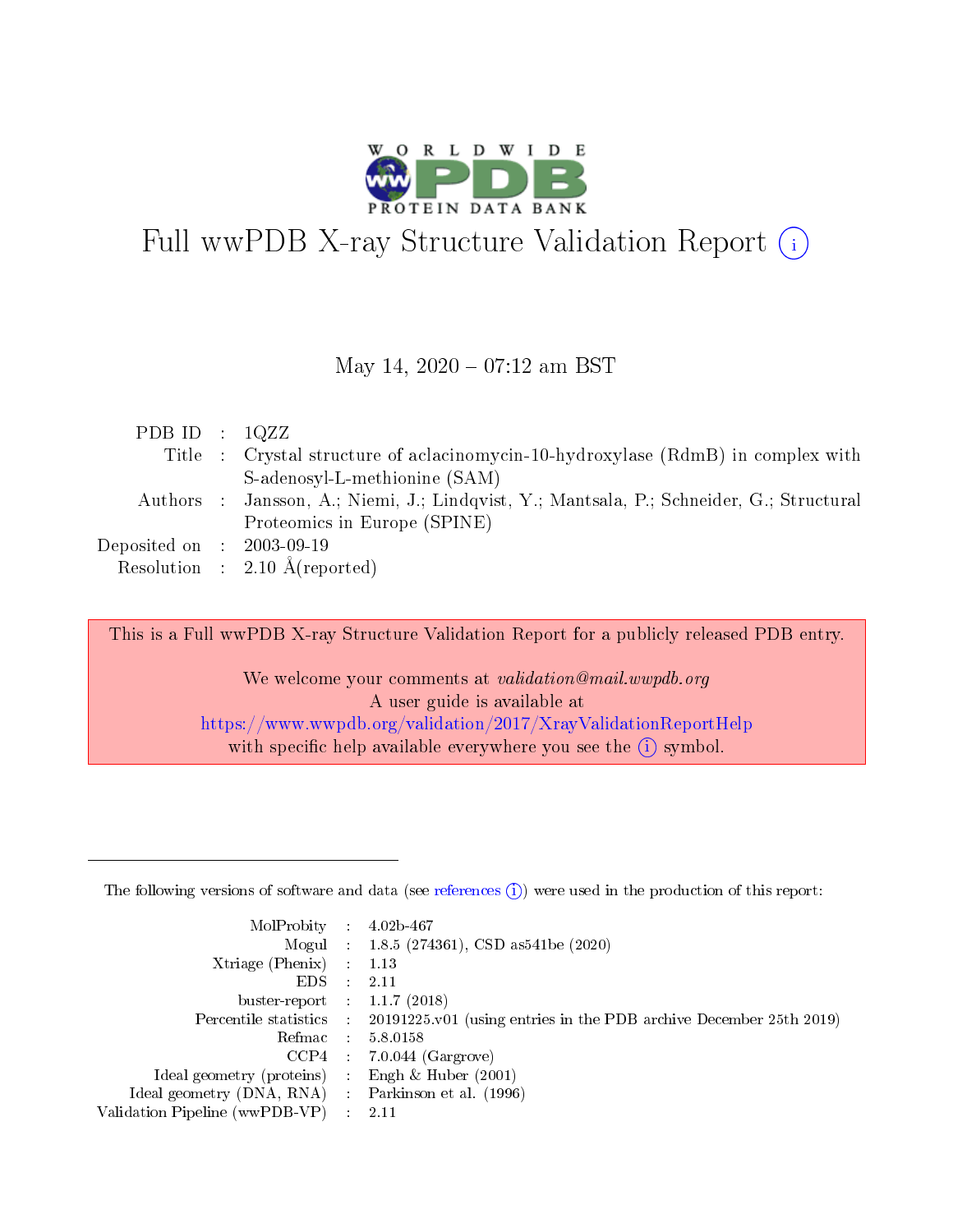# Full wwPDB X-ray Structure Validation Report (i)

May 14, 2020 – 07:12 am BST

| | | |
|---|---|---|
| PDB ID | : | 1QZZ |
| Title | : | Crystal structure of aclacinomycin-10-hydroxylase (RdmB) in complex with S-adenosyl-L-methionine (SAM) |
| Authors | : | Jansson, A.; Niemi, J.; Lindqvist, Y.; Mantsala, P.; Schneider, G.; Structural Proteomics in Europe (SPINE) |
| Deposited on | : | 2003-09-19 |
| Resolution | : | 2.10 Å(reported) |

This is a Full wwPDB X-ray Structure Validation Report for a publicly released PDB entry.

We welcome your comments at *validation@mail.wwpdb.org*
A user guide is available at
https://www.wwpdb.org/validation/2017/XrayValidationReportHelp
with specific help available everywhere you see the (i) symbol.

The following versions of software and data (see references (i)) were used in the production of this report:

| | | |
|---|---|---|
| MolProbity | : | 4.02b-467 |
| Mogul | : | 1.8.5 (274361), CSD as541be (2020) |
| Xtriage (Phenix) | : | 1.13 |
| EDS | : | 2.11 |
| buster-report | : | 1.1.7 (2018) |
| Percentile statistics | : | 20191225.v01 (using entries in the PDB archive December 25th 2019) |
| Refmac | : | 5.8.0158 |
| CCP4 | : | 7.0.044 (Gargrove) |
| Ideal geometry (proteins) | : | Engh & Huber (2001) |
| Ideal geometry (DNA, RNA) | : | Parkinson et al. (1996) |
| Validation Pipeline (wwPDB-VP) | : | 2.11 |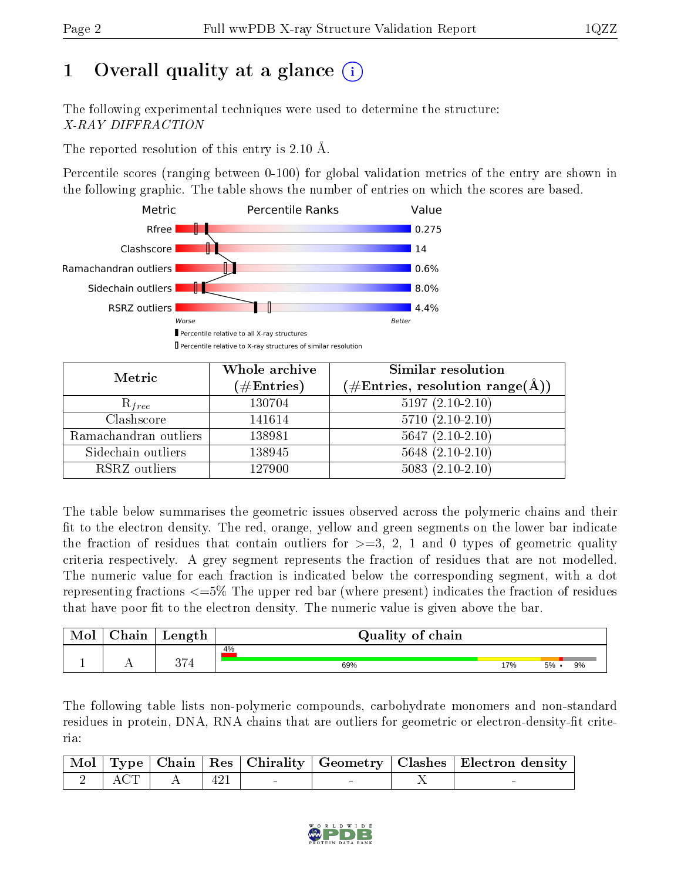# 1 Overall quality at a glance

The following experimental techniques were used to determine the structure:
*X-RAY DIFFRACTION*

The reported resolution of this entry is 2.10 Å.

Percentile scores (ranging between 0-100) for global validation metrics of the entry are shown in the following graphic. The table shows the number of entries on which the scores are based.

| Metric | Value |
|---|---|
| Rfree | 0.275 |
| Clashscore | 14 |
| Ramachandran outliers | 0.6% |
| Sidechain outliers | 8.0% |
| RSRZ outliers | 4.4% |

Worse — Better

■ Percentile relative to all X-ray structures
□ Percentile relative to X-ray structures of similar resolution

| Metric | Whole archive (#Entries) | Similar resolution (#Entries, resolution range(Å)) |
|---|---|---|
| $R_{free}$ | 130704 | 5197 (2.10-2.10) |
| Clashscore | 141614 | 5710 (2.10-2.10) |
| Ramachandran outliers | 138981 | 5647 (2.10-2.10) |
| Sidechain outliers | 138945 | 5648 (2.10-2.10) |
| RSRZ outliers | 127900 | 5083 (2.10-2.10) |

The table below summarises the geometric issues observed across the polymeric chains and their fit to the electron density. The red, orange, yellow and green segments on the lower bar indicate the fraction of residues that contain outliers for >=3, 2, 1 and 0 types of geometric quality criteria respectively. A grey segment represents the fraction of residues that are not modelled. The numeric value for each fraction is indicated below the corresponding segment, with a dot representing fractions <=5% The upper red bar (where present) indicates the fraction of residues that have poor fit to the electron density. The numeric value is given above the bar.

| Mol | Chain | Length | Quality of chain |
|---|---|---|---|
| 1 | A | 374 | 4% (poor fit); 69% / 17% / 5% / • / 9% |

The following table lists non-polymeric compounds, carbohydrate monomers and non-standard residues in protein, DNA, RNA chains that are outliers for geometric or electron-density-fit criteria:

| Mol | Type | Chain | Res | Chirality | Geometry | Clashes | Electron density |
|---|---|---|---|---|---|---|---|
| 2 | ACT | A | 421 | - | - | X | - |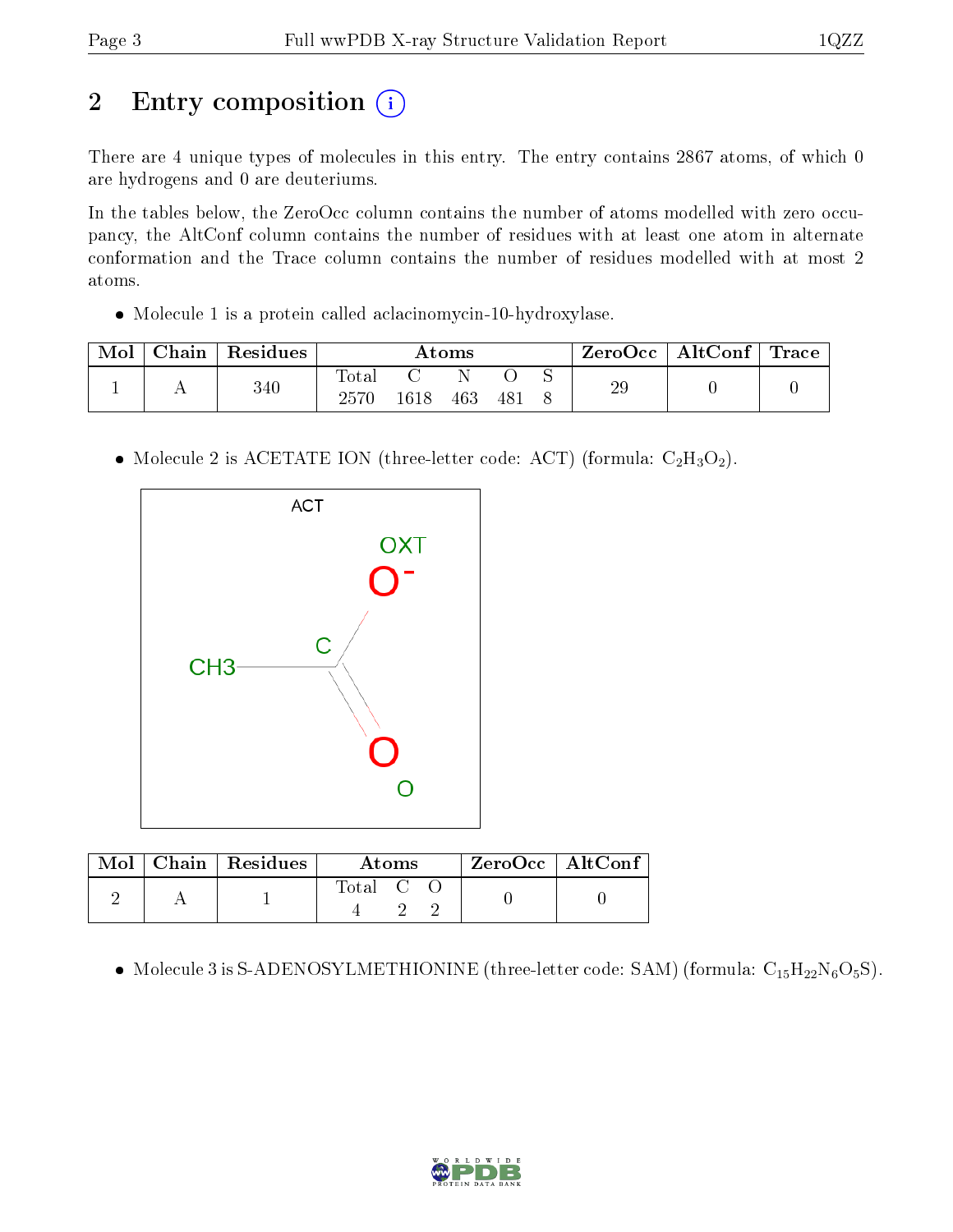# 2 Entry composition

There are 4 unique types of molecules in this entry. The entry contains 2867 atoms, of which 0 are hydrogens and 0 are deuteriums.

In the tables below, the ZeroOcc column contains the number of atoms modelled with zero occupancy, the AltConf column contains the number of residues with at least one atom in alternate conformation and the Trace column contains the number of residues modelled with at most 2 atoms.

- Molecule 1 is a protein called aclacinomycin-10-hydroxylase.

| Mol | Chain | Residues | Atoms | | | | | ZeroOcc | AltConf | Trace |
|---|---|---|---|---|---|---|---|---|---|---|
| | | | Total | C | N | O | S | | | |
| 1 | A | 340 | 2570 | 1618 | 463 | 481 | 8 | 29 | 0 | 0 |

- Molecule 2 is ACETATE ION (three-letter code: ACT) (formula: $C_2H_3O_2$).

| Mol | Chain | Residues | Atoms | | | ZeroOcc | AltConf |
|---|---|---|---|---|---|---|---|
| | | | Total | C | O | | |
| 2 | A | 1 | 4 | 2 | 2 | 0 | 0 |

- Molecule 3 is S-ADENOSYLMETHIONINE (three-letter code: SAM) (formula: $C_{15}H_{22}N_6O_5S$).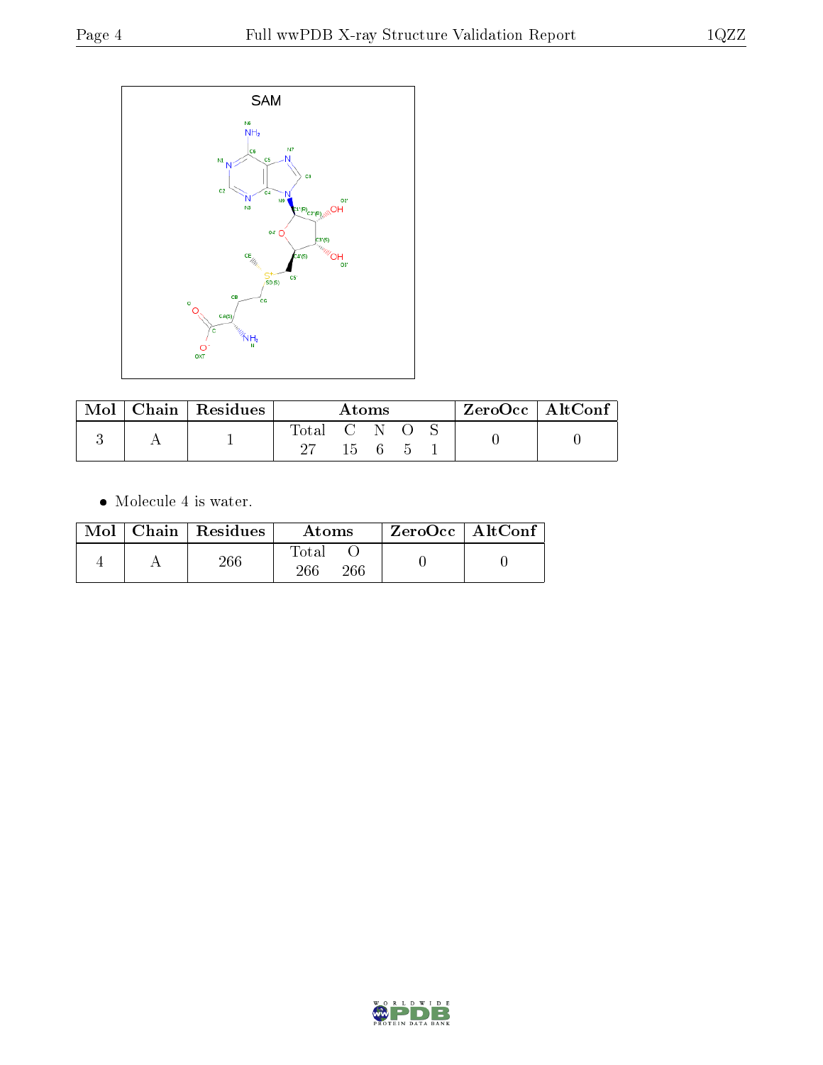| Mol | Chain | Residues | Atoms | | | | | ZeroOcc | AltConf |
|---|---|---|---|---|---|---|---|---|---|
| | | | Total | C | N | O | S | | |
| 3 | A | 1 | 27 | 15 | 6 | 5 | 1 | 0 | 0 |

- Molecule 4 is water.

| Mol | Chain | Residues | Atoms | | ZeroOcc | AltConf |
|---|---|---|---|---|---|---|
| | | | Total | O | | |
| 4 | A | 266 | 266 | 266 | 0 | 0 |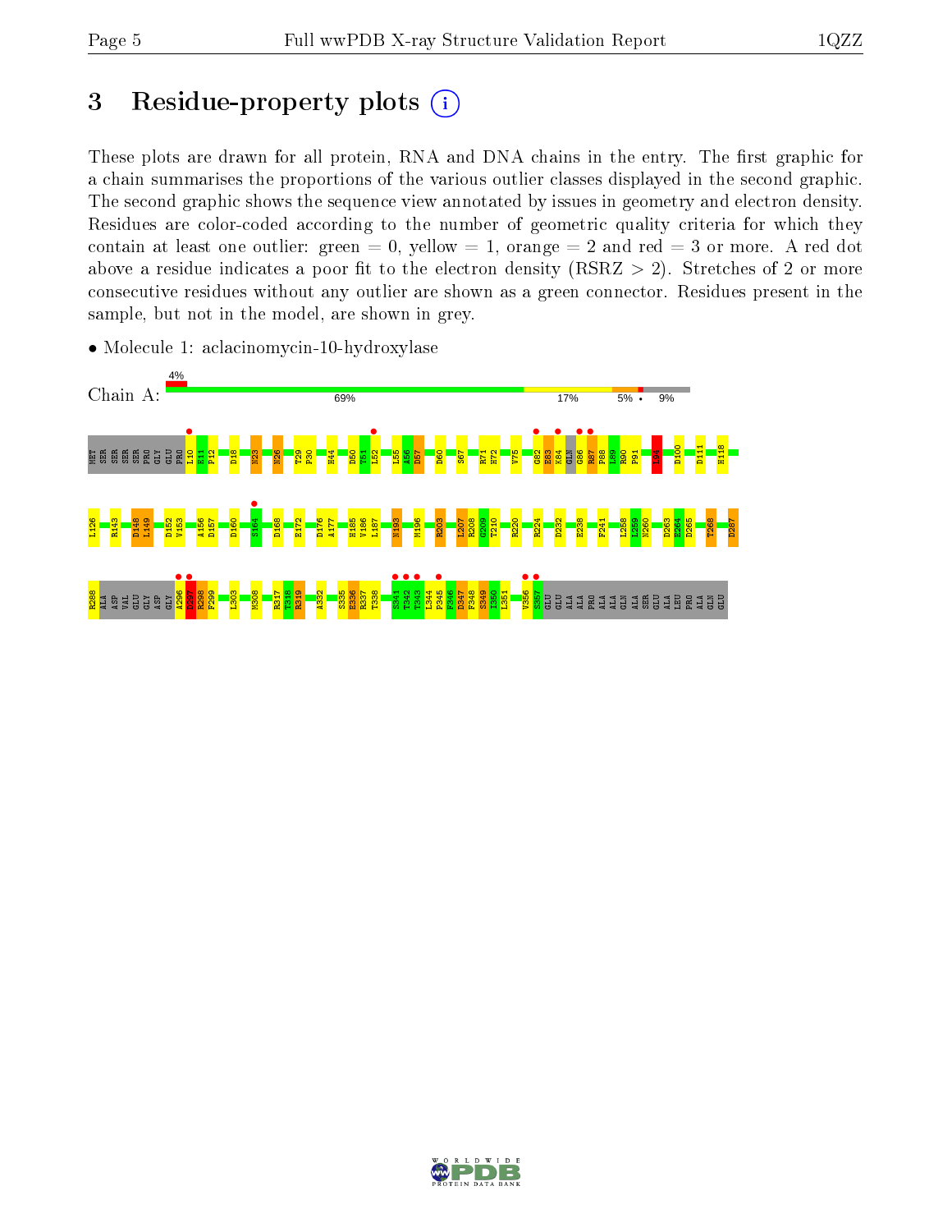# 3 Residue-property plots

These plots are drawn for all protein, RNA and DNA chains in the entry. The first graphic for a chain summarises the proportions of the various outlier classes displayed in the second graphic. The second graphic shows the sequence view annotated by issues in geometry and electron density. Residues are color-coded according to the number of geometric quality criteria for which they contain at least one outlier: green = 0, yellow = 1, orange = 2 and red = 3 or more. A red dot above a residue indicates a poor fit to the electron density (RSRZ > 2). Stretches of 2 or more consecutive residues without any outlier are shown as a green connector. Residues present in the sample, but not in the model, are shown in grey.

- Molecule 1: aclacinomycin-10-hydroxylase

Chain A: 4% | 69% | 17% | 5% | • | 9%

MET SER SER SER SER PRO GLY GLU PRO L10 E11 P12 D18 N23 N26 T29 P30 H44 D50 T51 L52 L55 A56 D57 D60 S67 R71 H72 V75 G82 E83 K84 GLN G86 R87 P88 L89 R90 P91 I94 D100 D111 H118

L126 R143 D148 L149 D152 V153 A156 D157 D160 S164 D168 E172 D176 A177 H185 V186 L187 N193 M196 R203 L207 R208 G209 T210 R220 R224 D232 E238 F241 L258 L259 N260 D263 E264 D265 T268 D287

R288 ALA ASP VAL GLU GLY ASP GLY A296 I297 R298 F299 L303 M308 R317 T318 R319 A332 S335 E336 R337 T338 S341 T342 T343 L344 P345 F346 D347 P348 S349 T350 L351 V356 S357 GLU ALA ALA PRO ALA ALA GLN ALA SER GLU ALA LEU PRO ALA GLN GLU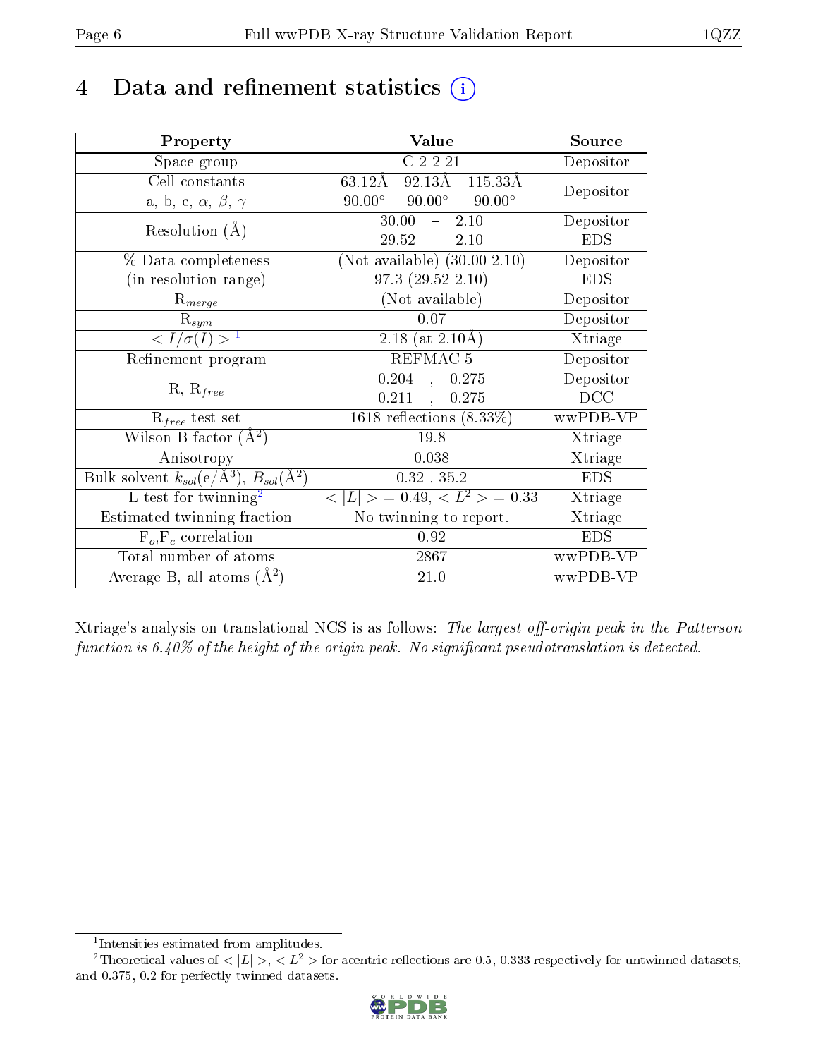# 4 Data and refinement statistics (i)

| Property | Value | Source |
|---|---|---|
| Space group | C 2 2 21 | Depositor |
| Cell constants<br>a, b, c, $\alpha$, $\beta$, $\gamma$ | 63.12Å 92.13Å 115.33Å<br>90.00° 90.00° 90.00° | Depositor |
| Resolution (Å) | 30.00 – 2.10<br>29.52 – 2.10 | Depositor<br>EDS |
| % Data completeness<br>(in resolution range) | (Not available) (30.00-2.10)<br>97.3 (29.52-2.10) | Depositor<br>EDS |
| $R_{merge}$ | (Not available) | Depositor |
| $R_{sym}$ | 0.07 | Depositor |
| $< I/\sigma(I) >$ [1] | 2.18 (at 2.10Å) | Xtriage |
| Refinement program | REFMAC 5 | Depositor |
| R, $R_{free}$ | 0.204 , 0.275<br>0.211 , 0.275 | Depositor<br>DCC |
| $R_{free}$ test set | 1618 reflections (8.33%) | wwPDB-VP |
| Wilson B-factor (Å$^2$) | 19.8 | Xtriage |
| Anisotropy | 0.038 | Xtriage |
| Bulk solvent $k_{sol}$(e/Å$^3$), $B_{sol}$(Å$^2$) | 0.32 , 35.2 | EDS |
| L-test for twinning[2] | $< \vert L \vert >$ = 0.49, $< L^2 >$ = 0.33 | Xtriage |
| Estimated twinning fraction | No twinning to report. | Xtriage |
| $F_o$,$F_c$ correlation | 0.92 | EDS |
| Total number of atoms | 2867 | wwPDB-VP |
| Average B, all atoms (Å$^2$) | 21.0 | wwPDB-VP |

Xtriage's analysis on translational NCS is as follows: *The largest off-origin peak in the Patterson function is 6.40% of the height of the origin peak. No significant pseudotranslation is detected.*

[1] Intensities estimated from amplitudes.

[2] Theoretical values of $< |L| >$, $< L^2 >$ for acentric reflections are 0.5, 0.333 respectively for untwinned datasets, and 0.375, 0.2 for perfectly twinned datasets.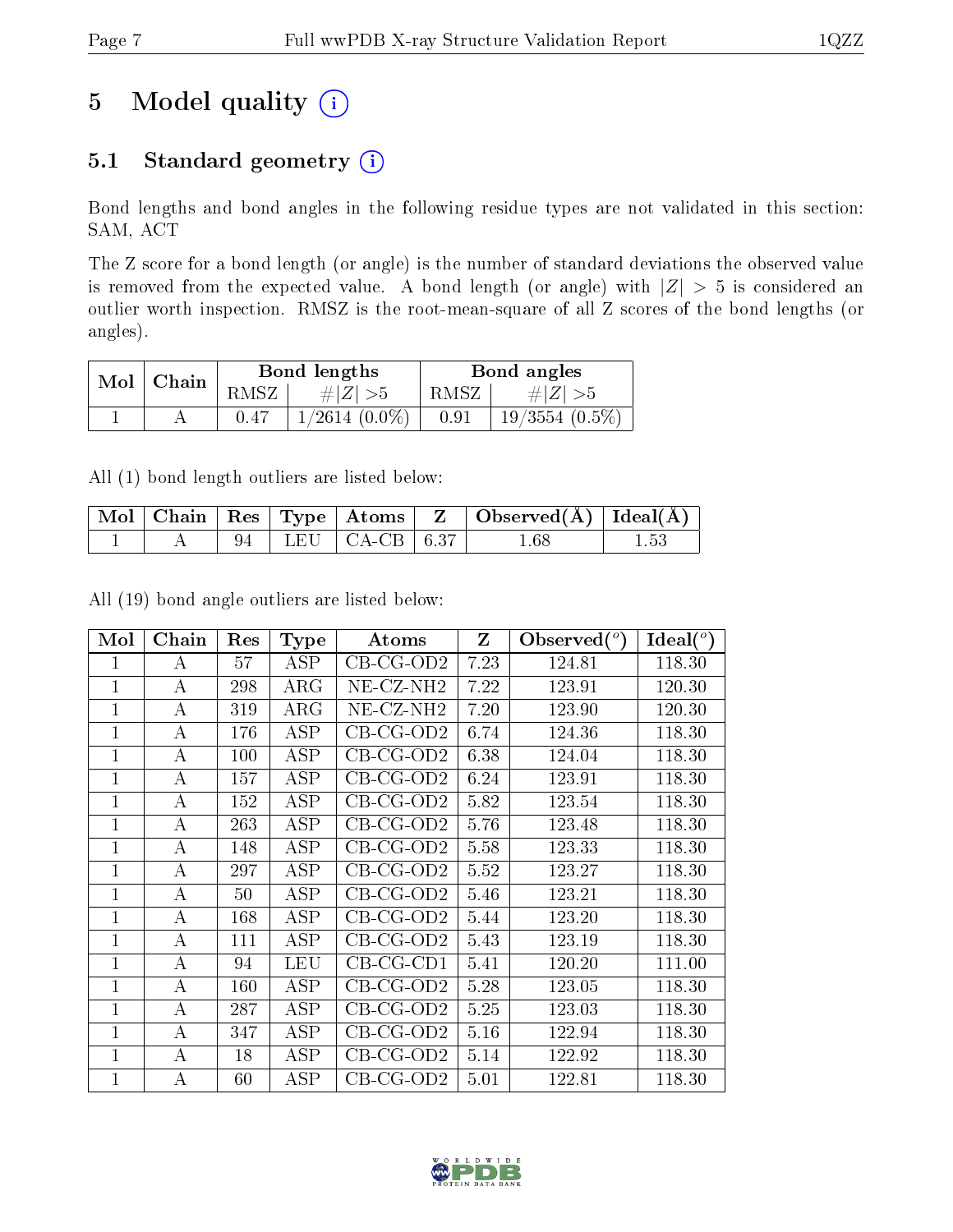# 5 Model quality (i)

## 5.1 Standard geometry (i)

Bond lengths and bond angles in the following residue types are not validated in this section: SAM, ACT

The Z score for a bond length (or angle) is the number of standard deviations the observed value is removed from the expected value. A bond length (or angle) with $|Z| > 5$ is considered an outlier worth inspection. RMSZ is the root-mean-square of all Z scores of the bond lengths (or angles).

| Mol | Chain | Bond lengths | | Bond angles | |
|---|---|---|---|---|---|
| | | RMSZ | #\|Z\| >5 | RMSZ | #\|Z\| >5 |
| 1 | A | 0.47 | 1/2614 (0.0%) | 0.91 | 19/3554 (0.5%) |

All (1) bond length outliers are listed below:

| Mol | Chain | Res | Type | Atoms | Z | Observed(Å) | Ideal(Å) |
|---|---|---|---|---|---|---|---|
| 1 | A | 94 | LEU | CA-CB | 6.37 | 1.68 | 1.53 |

All (19) bond angle outliers are listed below:

| Mol | Chain | Res | Type | Atoms | Z | Observed(°) | Ideal(°) |
|---|---|---|---|---|---|---|---|
| 1 | A | 57 | ASP | CB-CG-OD2 | 7.23 | 124.81 | 118.30 |
| 1 | A | 298 | ARG | NE-CZ-NH2 | 7.22 | 123.91 | 120.30 |
| 1 | A | 319 | ARG | NE-CZ-NH2 | 7.20 | 123.90 | 120.30 |
| 1 | A | 176 | ASP | CB-CG-OD2 | 6.74 | 124.36 | 118.30 |
| 1 | A | 100 | ASP | CB-CG-OD2 | 6.38 | 124.04 | 118.30 |
| 1 | A | 157 | ASP | CB-CG-OD2 | 6.24 | 123.91 | 118.30 |
| 1 | A | 152 | ASP | CB-CG-OD2 | 5.82 | 123.54 | 118.30 |
| 1 | A | 263 | ASP | CB-CG-OD2 | 5.76 | 123.48 | 118.30 |
| 1 | A | 148 | ASP | CB-CG-OD2 | 5.58 | 123.33 | 118.30 |
| 1 | A | 297 | ASP | CB-CG-OD2 | 5.52 | 123.27 | 118.30 |
| 1 | A | 50 | ASP | CB-CG-OD2 | 5.46 | 123.21 | 118.30 |
| 1 | A | 168 | ASP | CB-CG-OD2 | 5.44 | 123.20 | 118.30 |
| 1 | A | 111 | ASP | CB-CG-OD2 | 5.43 | 123.19 | 118.30 |
| 1 | A | 94 | LEU | CB-CG-CD1 | 5.41 | 120.20 | 111.00 |
| 1 | A | 160 | ASP | CB-CG-OD2 | 5.28 | 123.05 | 118.30 |
| 1 | A | 287 | ASP | CB-CG-OD2 | 5.25 | 123.03 | 118.30 |
| 1 | A | 347 | ASP | CB-CG-OD2 | 5.16 | 122.94 | 118.30 |
| 1 | A | 18 | ASP | CB-CG-OD2 | 5.14 | 122.92 | 118.30 |
| 1 | A | 60 | ASP | CB-CG-OD2 | 5.01 | 122.81 | 118.30 |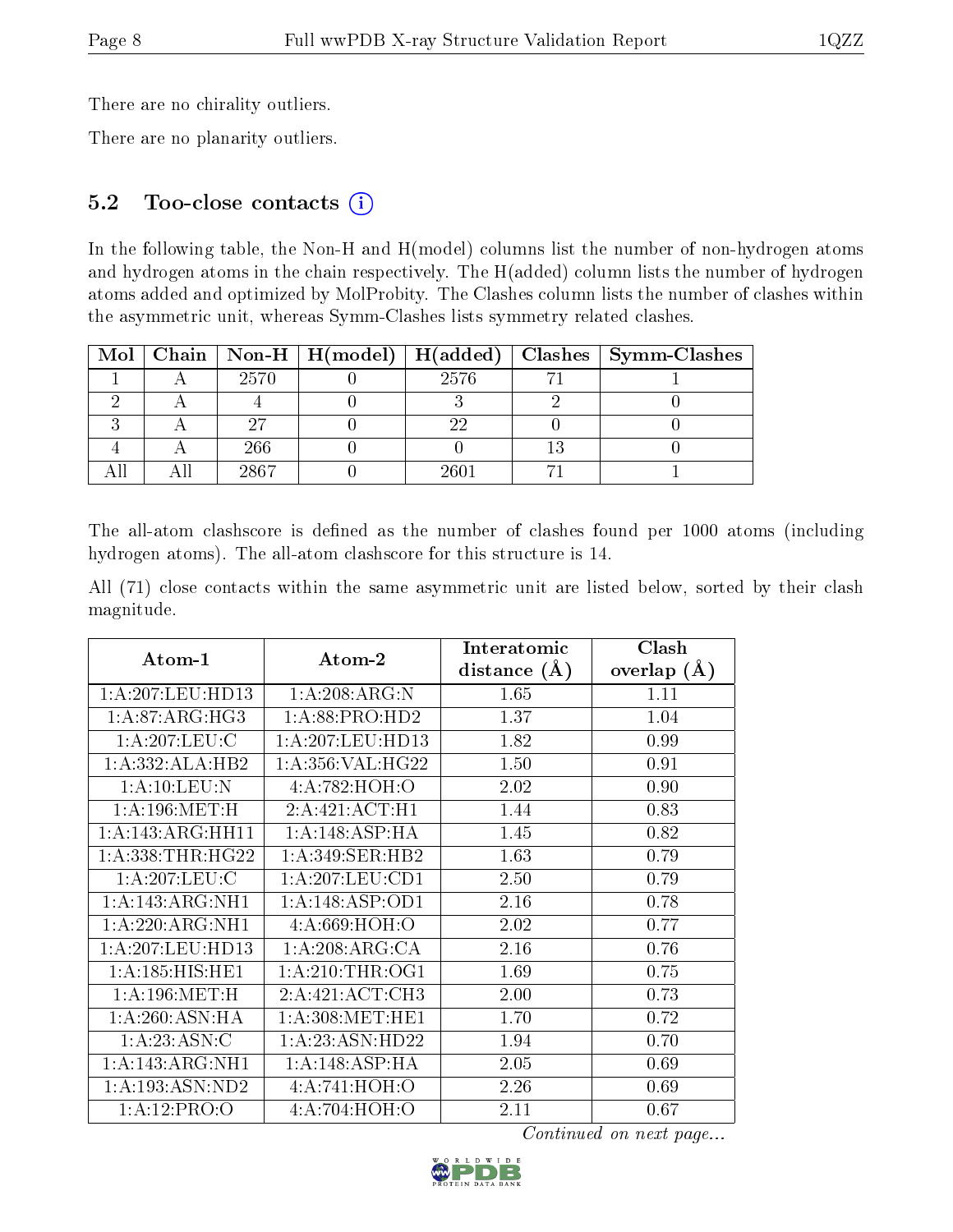There are no chirality outliers.

There are no planarity outliers.

### 5.2 Too-close contacts (i)

In the following table, the Non-H and H(model) columns list the number of non-hydrogen atoms and hydrogen atoms in the chain respectively. The H(added) column lists the number of hydrogen atoms added and optimized by MolProbity. The Clashes column lists the number of clashes within the asymmetric unit, whereas Symm-Clashes lists symmetry related clashes.

| Mol | Chain | Non-H | H(model) | H(added) | Clashes | Symm-Clashes |
|---|---|---|---|---|---|---|
| 1 | A | 2570 | 0 | 2576 | 71 | 1 |
| 2 | A | 4 | 0 | 3 | 2 | 0 |
| 3 | A | 27 | 0 | 22 | 0 | 0 |
| 4 | A | 266 | 0 | 0 | 13 | 0 |
| All | All | 2867 | 0 | 2601 | 71 | 1 |

The all-atom clashscore is defined as the number of clashes found per 1000 atoms (including hydrogen atoms). The all-atom clashscore for this structure is 14.

All (71) close contacts within the same asymmetric unit are listed below, sorted by their clash magnitude.

| Atom-1 | Atom-2 | Interatomic distance (Å) | Clash overlap (Å) |
|---|---|---|---|
| 1:A:207:LEU:HD13 | 1:A:208:ARG:N | 1.65 | 1.11 |
| 1:A:87:ARG:HG3 | 1:A:88:PRO:HD2 | 1.37 | 1.04 |
| 1:A:207:LEU:C | 1:A:207:LEU:HD13 | 1.82 | 0.99 |
| 1:A:332:ALA:HB2 | 1:A:356:VAL:HG22 | 1.50 | 0.91 |
| 1:A:10:LEU:N | 4:A:782:HOH:O | 2.02 | 0.90 |
| 1:A:196:MET:H | 2:A:421:ACT:H1 | 1.44 | 0.83 |
| 1:A:143:ARG:HH11 | 1:A:148:ASP:HA | 1.45 | 0.82 |
| 1:A:338:THR:HG22 | 1:A:349:SER:HB2 | 1.63 | 0.79 |
| 1:A:207:LEU:C | 1:A:207:LEU:CD1 | 2.50 | 0.79 |
| 1:A:143:ARG:NH1 | 1:A:148:ASP:OD1 | 2.16 | 0.78 |
| 1:A:220:ARG:NH1 | 4:A:669:HOH:O | 2.02 | 0.77 |
| 1:A:207:LEU:HD13 | 1:A:208:ARG:CA | 2.16 | 0.76 |
| 1:A:185:HIS:HE1 | 1:A:210:THR:OG1 | 1.69 | 0.75 |
| 1:A:196:MET:H | 2:A:421:ACT:CH3 | 2.00 | 0.73 |
| 1:A:260:ASN:HA | 1:A:308:MET:HE1 | 1.70 | 0.72 |
| 1:A:23:ASN:C | 1:A:23:ASN:HD22 | 1.94 | 0.70 |
| 1:A:143:ARG:NH1 | 1:A:148:ASP:HA | 2.05 | 0.69 |
| 1:A:193:ASN:ND2 | 4:A:741:HOH:O | 2.26 | 0.69 |
| 1:A:12:PRO:O | 4:A:704:HOH:O | 2.11 | 0.67 |

*Continued on next page...*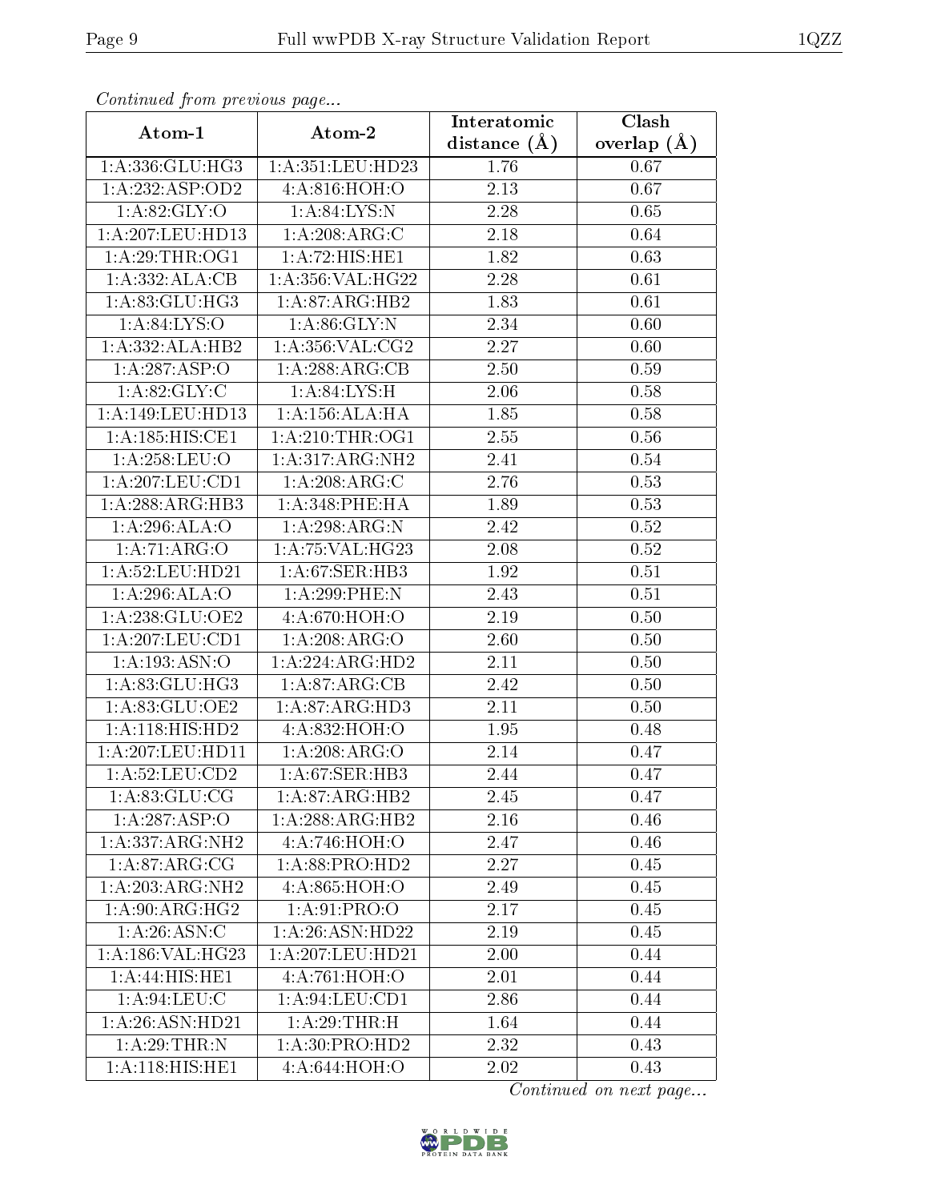*Continued from previous page...*

| Atom-1 | Atom-2 | Interatomic distance (Å) | Clash overlap (Å) |
| --- | --- | --- | --- |
| 1:A:336:GLU:HG3 | 1:A:351:LEU:HD23 | 1.76 | 0.67 |
| 1:A:232:ASP:OD2 | 4:A:816:HOH:O | 2.13 | 0.67 |
| 1:A:82:GLY:O | 1:A:84:LYS:N | 2.28 | 0.65 |
| 1:A:207:LEU:HD13 | 1:A:208:ARG:C | 2.18 | 0.64 |
| 1:A:29:THR:OG1 | 1:A:72:HIS:HE1 | 1.82 | 0.63 |
| 1:A:332:ALA:CB | 1:A:356:VAL:HG22 | 2.28 | 0.61 |
| 1:A:83:GLU:HG3 | 1:A:87:ARG:HB2 | 1.83 | 0.61 |
| 1:A:84:LYS:O | 1:A:86:GLY:N | 2.34 | 0.60 |
| 1:A:332:ALA:HB2 | 1:A:356:VAL:CG2 | 2.27 | 0.60 |
| 1:A:287:ASP:O | 1:A:288:ARG:CB | 2.50 | 0.59 |
| 1:A:82:GLY:C | 1:A:84:LYS:H | 2.06 | 0.58 |
| 1:A:149:LEU:HD13 | 1:A:156:ALA:HA | 1.85 | 0.58 |
| 1:A:185:HIS:CE1 | 1:A:210:THR:OG1 | 2.55 | 0.56 |
| 1:A:258:LEU:O | 1:A:317:ARG:NH2 | 2.41 | 0.54 |
| 1:A:207:LEU:CD1 | 1:A:208:ARG:C | 2.76 | 0.53 |
| 1:A:288:ARG:HB3 | 1:A:348:PHE:HA | 1.89 | 0.53 |
| 1:A:296:ALA:O | 1:A:298:ARG:N | 2.42 | 0.52 |
| 1:A:71:ARG:O | 1:A:75:VAL:HG23 | 2.08 | 0.52 |
| 1:A:52:LEU:HD21 | 1:A:67:SER:HB3 | 1.92 | 0.51 |
| 1:A:296:ALA:O | 1:A:299:PHE:N | 2.43 | 0.51 |
| 1:A:238:GLU:OE2 | 4:A:670:HOH:O | 2.19 | 0.50 |
| 1:A:207:LEU:CD1 | 1:A:208:ARG:O | 2.60 | 0.50 |
| 1:A:193:ASN:O | 1:A:224:ARG:HD2 | 2.11 | 0.50 |
| 1:A:83:GLU:HG3 | 1:A:87:ARG:CB | 2.42 | 0.50 |
| 1:A:83:GLU:OE2 | 1:A:87:ARG:HD3 | 2.11 | 0.50 |
| 1:A:118:HIS:HD2 | 4:A:832:HOH:O | 1.95 | 0.48 |
| 1:A:207:LEU:HD11 | 1:A:208:ARG:O | 2.14 | 0.47 |
| 1:A:52:LEU:CD2 | 1:A:67:SER:HB3 | 2.44 | 0.47 |
| 1:A:83:GLU:CG | 1:A:87:ARG:HB2 | 2.45 | 0.47 |
| 1:A:287:ASP:O | 1:A:288:ARG:HB2 | 2.16 | 0.46 |
| 1:A:337:ARG:NH2 | 4:A:746:HOH:O | 2.47 | 0.46 |
| 1:A:87:ARG:CG | 1:A:88:PRO:HD2 | 2.27 | 0.45 |
| 1:A:203:ARG:NH2 | 4:A:865:HOH:O | 2.49 | 0.45 |
| 1:A:90:ARG:HG2 | 1:A:91:PRO:O | 2.17 | 0.45 |
| 1:A:26:ASN:C | 1:A:26:ASN:HD22 | 2.19 | 0.45 |
| 1:A:186:VAL:HG23 | 1:A:207:LEU:HD21 | 2.00 | 0.44 |
| 1:A:44:HIS:HE1 | 4:A:761:HOH:O | 2.01 | 0.44 |
| 1:A:94:LEU:C | 1:A:94:LEU:CD1 | 2.86 | 0.44 |
| 1:A:26:ASN:HD21 | 1:A:29:THR:H | 1.64 | 0.44 |
| 1:A:29:THR:N | 1:A:30:PRO:HD2 | 2.32 | 0.43 |
| 1:A:118:HIS:HE1 | 4:A:644:HOH:O | 2.02 | 0.43 |

*Continued on next page...*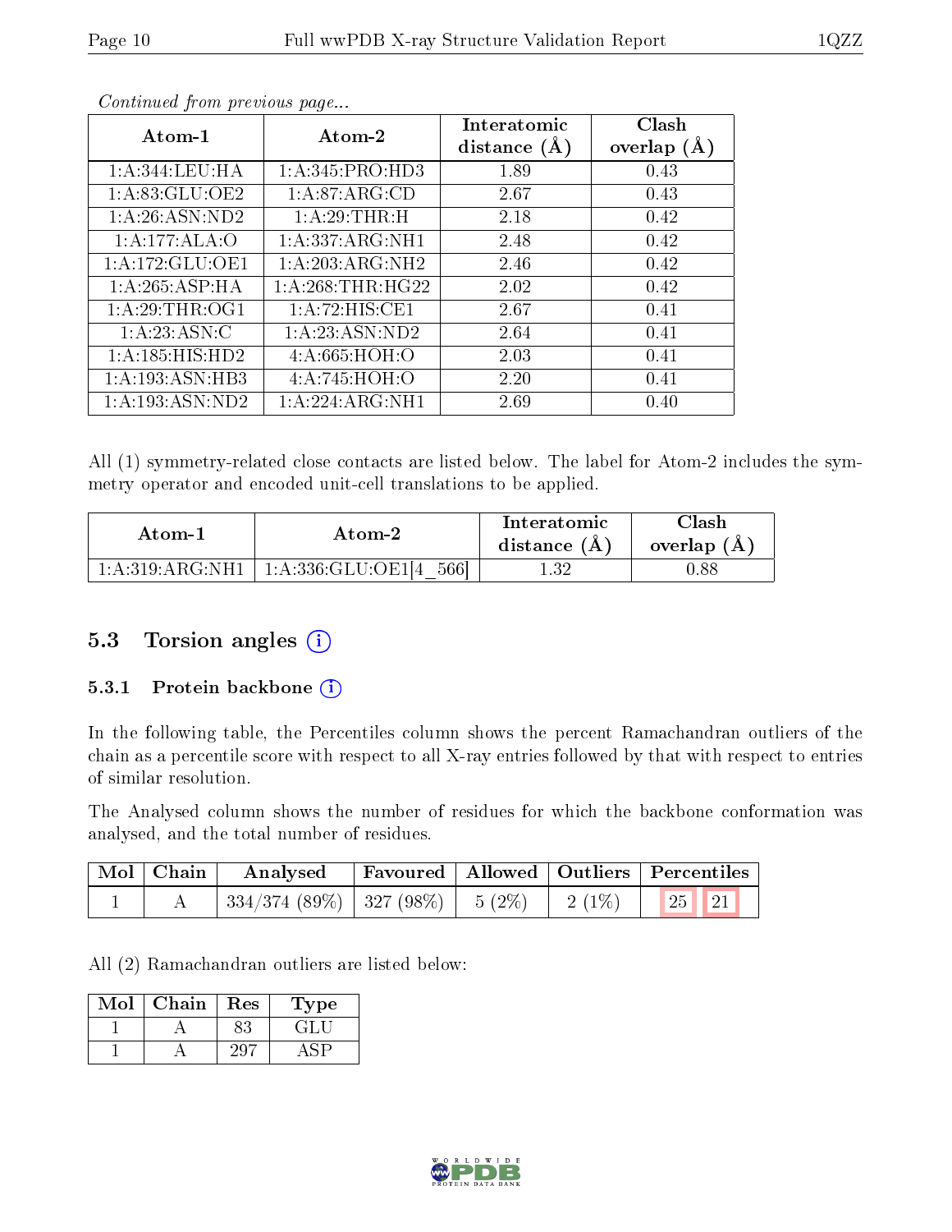*Continued from previous page...*

| Atom-1 | Atom-2 | Interatomic distance (Å) | Clash overlap (Å) |
|---|---|---|---|
| 1:A:344:LEU:HA | 1:A:345:PRO:HD3 | 1.89 | 0.43 |
| 1:A:83:GLU:OE2 | 1:A:87:ARG:CD | 2.67 | 0.43 |
| 1:A:26:ASN:ND2 | 1:A:29:THR:H | 2.18 | 0.42 |
| 1:A:177:ALA:O | 1:A:337:ARG:NH1 | 2.48 | 0.42 |
| 1:A:172:GLU:OE1 | 1:A:203:ARG:NH2 | 2.46 | 0.42 |
| 1:A:265:ASP:HA | 1:A:268:THR:HG22 | 2.02 | 0.42 |
| 1:A:29:THR:OG1 | 1:A:72:HIS:CE1 | 2.67 | 0.41 |
| 1:A:23:ASN:C | 1:A:23:ASN:ND2 | 2.64 | 0.41 |
| 1:A:185:HIS:HD2 | 4:A:665:HOH:O | 2.03 | 0.41 |
| 1:A:193:ASN:HB3 | 4:A:745:HOH:O | 2.20 | 0.41 |
| 1:A:193:ASN:ND2 | 1:A:224:ARG:NH1 | 2.69 | 0.40 |

All (1) symmetry-related close contacts are listed below. The label for Atom-2 includes the symmetry operator and encoded unit-cell translations to be applied.

| Atom-1 | Atom-2 | Interatomic distance (Å) | Clash overlap (Å) |
|---|---|---|---|
| 1:A:319:ARG:NH1 | 1:A:336:GLU:OE1[4_566] | 1.32 | 0.88 |

## 5.3 Torsion angles

### 5.3.1 Protein backbone

In the following table, the Percentiles column shows the percent Ramachandran outliers of the chain as a percentile score with respect to all X-ray entries followed by that with respect to entries of similar resolution.

The Analysed column shows the number of residues for which the backbone conformation was analysed, and the total number of residues.

| Mol | Chain | Analysed | Favoured | Allowed | Outliers | Percentiles | |
|---|---|---|---|---|---|---|---|
| 1 | A | 334/374 (89%) | 327 (98%) | 5 (2%) | 2 (1%) | 25 | 21 |

All (2) Ramachandran outliers are listed below:

| Mol | Chain | Res | Type |
|---|---|---|---|
| 1 | A | 83 | GLU |
| 1 | A | 297 | ASP |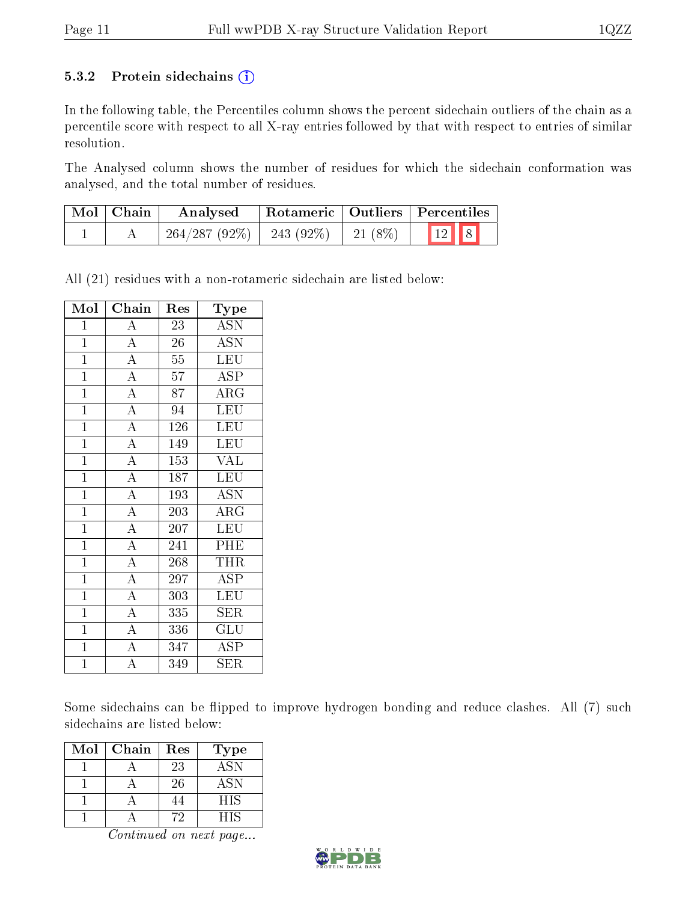### 5.3.2 Protein sidechains (i)

In the following table, the Percentiles column shows the percent sidechain outliers of the chain as a percentile score with respect to all X-ray entries followed by that with respect to entries of similar resolution.

The Analysed column shows the number of residues for which the sidechain conformation was analysed, and the total number of residues.

| Mol | Chain | Analysed | Rotameric | Outliers | Percentiles | |
|---|---|---|---|---|---|---|
| 1 | A | 264/287 (92%) | 243 (92%) | 21 (8%) | 12 | 8 |

All (21) residues with a non-rotameric sidechain are listed below:

| Mol | Chain | Res | Type |
|---|---|---|---|
| 1 | A | 23 | ASN |
| 1 | A | 26 | ASN |
| 1 | A | 55 | LEU |
| 1 | A | 57 | ASP |
| 1 | A | 87 | ARG |
| 1 | A | 94 | LEU |
| 1 | A | 126 | LEU |
| 1 | A | 149 | LEU |
| 1 | A | 153 | VAL |
| 1 | A | 187 | LEU |
| 1 | A | 193 | ASN |
| 1 | A | 203 | ARG |
| 1 | A | 207 | LEU |
| 1 | A | 241 | PHE |
| 1 | A | 268 | THR |
| 1 | A | 297 | ASP |
| 1 | A | 303 | LEU |
| 1 | A | 335 | SER |
| 1 | A | 336 | GLU |
| 1 | A | 347 | ASP |
| 1 | A | 349 | SER |

Some sidechains can be flipped to improve hydrogen bonding and reduce clashes. All (7) such sidechains are listed below:

| Mol | Chain | Res | Type |
|---|---|---|---|
| 1 | A | 23 | ASN |
| 1 | A | 26 | ASN |
| 1 | A | 44 | HIS |
| 1 | A | 72 | HIS |

*Continued on next page...*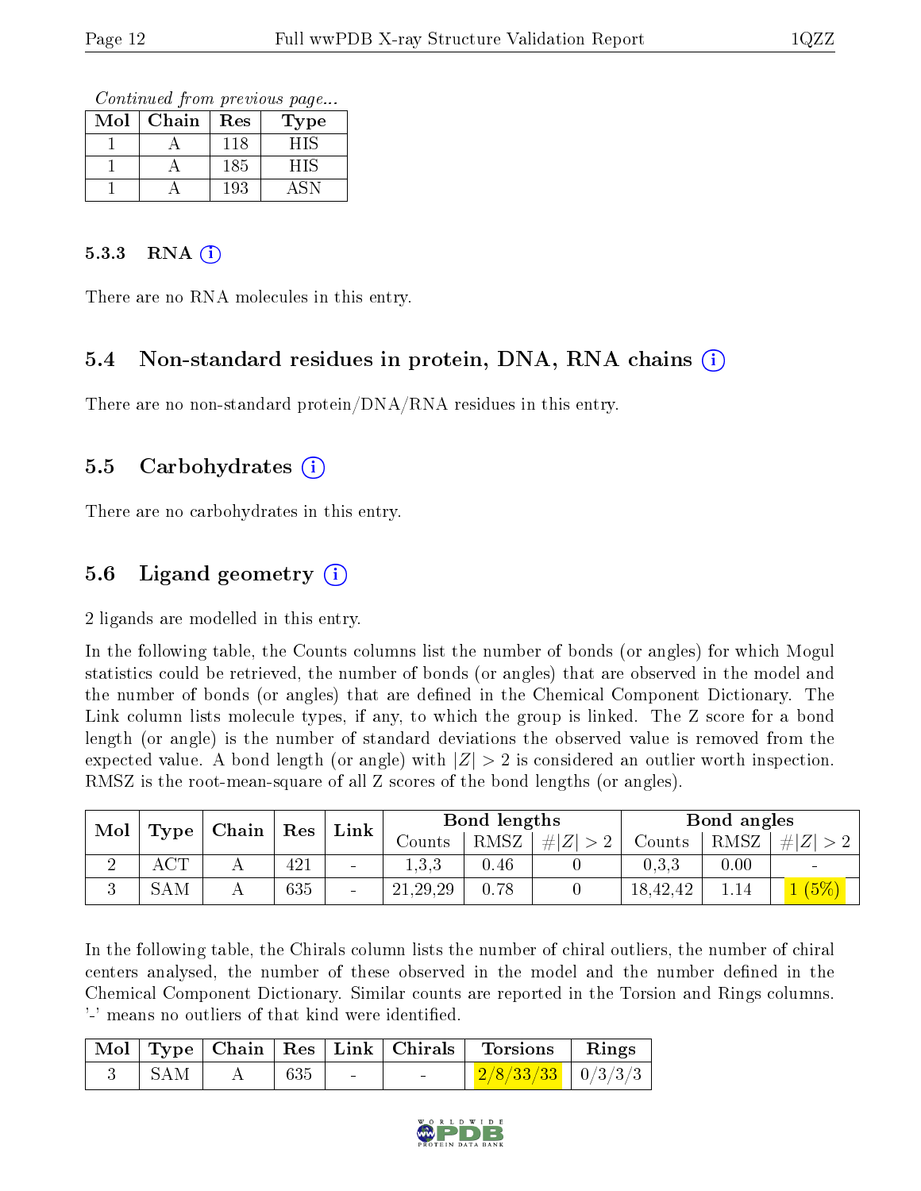*Continued from previous page...*

| Mol | Chain | Res | Type |
|---|---|---|---|
| 1 | A | 118 | HIS |
| 1 | A | 185 | HIS |
| 1 | A | 193 | ASN |

#### 5.3.3 RNA (i)

There are no RNA molecules in this entry.

### 5.4 Non-standard residues in protein, DNA, RNA chains (i)

There are no non-standard protein/DNA/RNA residues in this entry.

### 5.5 Carbohydrates (i)

There are no carbohydrates in this entry.

### 5.6 Ligand geometry (i)

2 ligands are modelled in this entry.

In the following table, the Counts columns list the number of bonds (or angles) for which Mogul statistics could be retrieved, the number of bonds (or angles) that are observed in the model and the number of bonds (or angles) that are defined in the Chemical Component Dictionary. The Link column lists molecule types, if any, to which the group is linked. The Z score for a bond length (or angle) is the number of standard deviations the observed value is removed from the expected value. A bond length (or angle) with $|Z| > 2$ is considered an outlier worth inspection. RMSZ is the root-mean-square of all Z scores of the bond lengths (or angles).

| Mol | Type | Chain | Res | Link | Bond lengths | | | Bond angles | | |
|---|---|---|---|---|---|---|---|---|---|---|
| | | | | | Counts | RMSZ | $\#\|Z\| > 2$ | Counts | RMSZ | $\#\|Z\| > 2$ |
| 2 | ACT | A | 421 | - | 1,3,3 | 0.46 | 0 | 0,3,3 | 0.00 | - |
| 3 | SAM | A | 635 | - | 21,29,29 | 0.78 | 0 | 18,42,42 | 1.14 | 1 (5%) |

In the following table, the Chirals column lists the number of chiral outliers, the number of chiral centers analysed, the number of these observed in the model and the number defined in the Chemical Component Dictionary. Similar counts are reported in the Torsion and Rings columns. '-' means no outliers of that kind were identified.

| Mol | Type | Chain | Res | Link | Chirals | Torsions | Rings |
|---|---|---|---|---|---|---|---|
| 3 | SAM | A | 635 | - | - | 2/8/33/33 | 0/3/3/3 |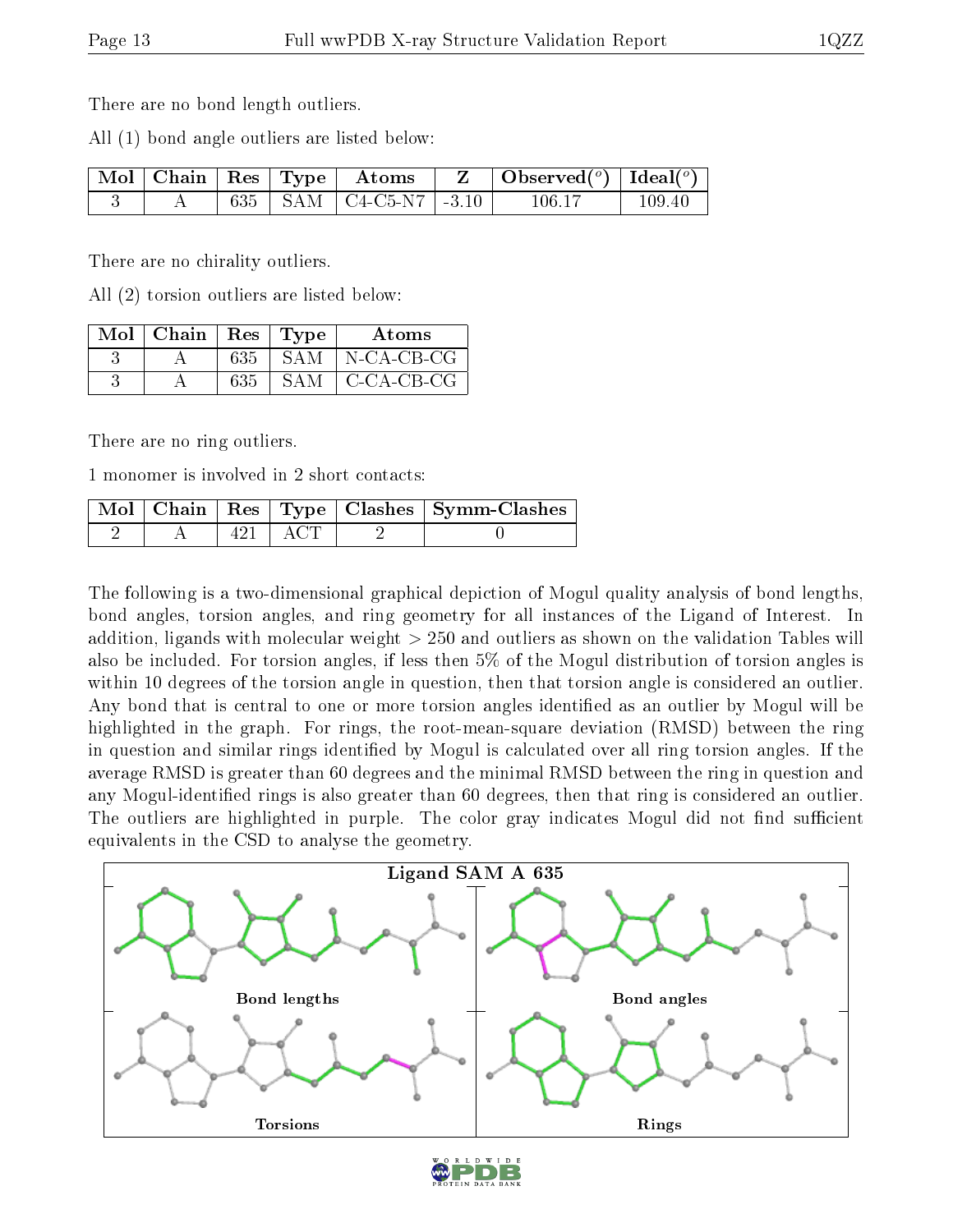There are no bond length outliers.

All (1) bond angle outliers are listed below:

| Mol | Chain | Res | Type | Atoms | Z | Observed(°) | Ideal(°) |
|---|---|---|---|---|---|---|---|
| 3 | A | 635 | SAM | C4-C5-N7 | -3.10 | 106.17 | 109.40 |

There are no chirality outliers.

All (2) torsion outliers are listed below:

| Mol | Chain | Res | Type | Atoms |
|---|---|---|---|---|
| 3 | A | 635 | SAM | N-CA-CB-CG |
| 3 | A | 635 | SAM | C-CA-CB-CG |

There are no ring outliers.

1 monomer is involved in 2 short contacts:

| Mol | Chain | Res | Type | Clashes | Symm-Clashes |
|---|---|---|---|---|---|
| 2 | A | 421 | ACT | 2 | 0 |

The following is a two-dimensional graphical depiction of Mogul quality analysis of bond lengths, bond angles, torsion angles, and ring geometry for all instances of the Ligand of Interest. In addition, ligands with molecular weight > 250 and outliers as shown on the validation Tables will also be included. For torsion angles, if less then 5% of the Mogul distribution of torsion angles is within 10 degrees of the torsion angle in question, then that torsion angle is considered an outlier. Any bond that is central to one or more torsion angles identified as an outlier by Mogul will be highlighted in the graph. For rings, the root-mean-square deviation (RMSD) between the ring in question and similar rings identified by Mogul is calculated over all ring torsion angles. If the average RMSD is greater than 60 degrees and the minimal RMSD between the ring in question and any Mogul-identified rings is also greater than 60 degrees, then that ring is considered an outlier. The outliers are highlighted in purple. The color gray indicates Mogul did not find sufficient equivalents in the CSD to analyse the geometry.

Ligand SAM A 635

Bond lengths

Bond angles

Torsions

Rings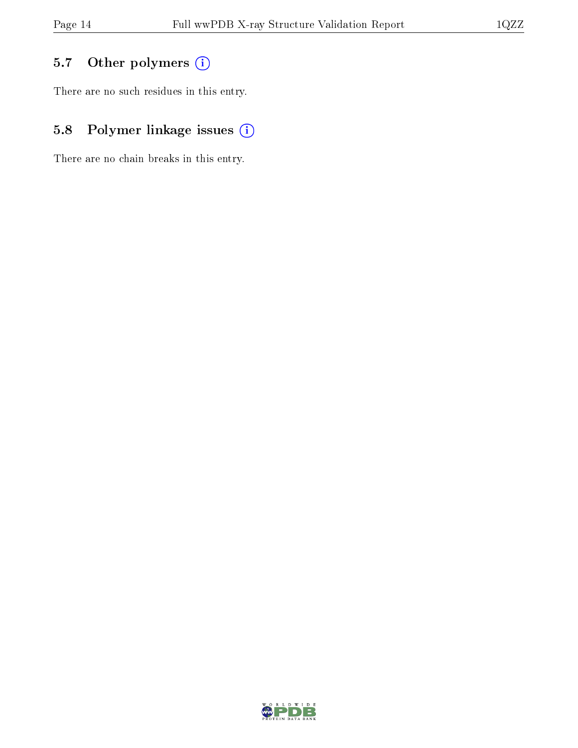### 5.7 Other polymers

There are no such residues in this entry.

### 5.8 Polymer linkage issues

There are no chain breaks in this entry.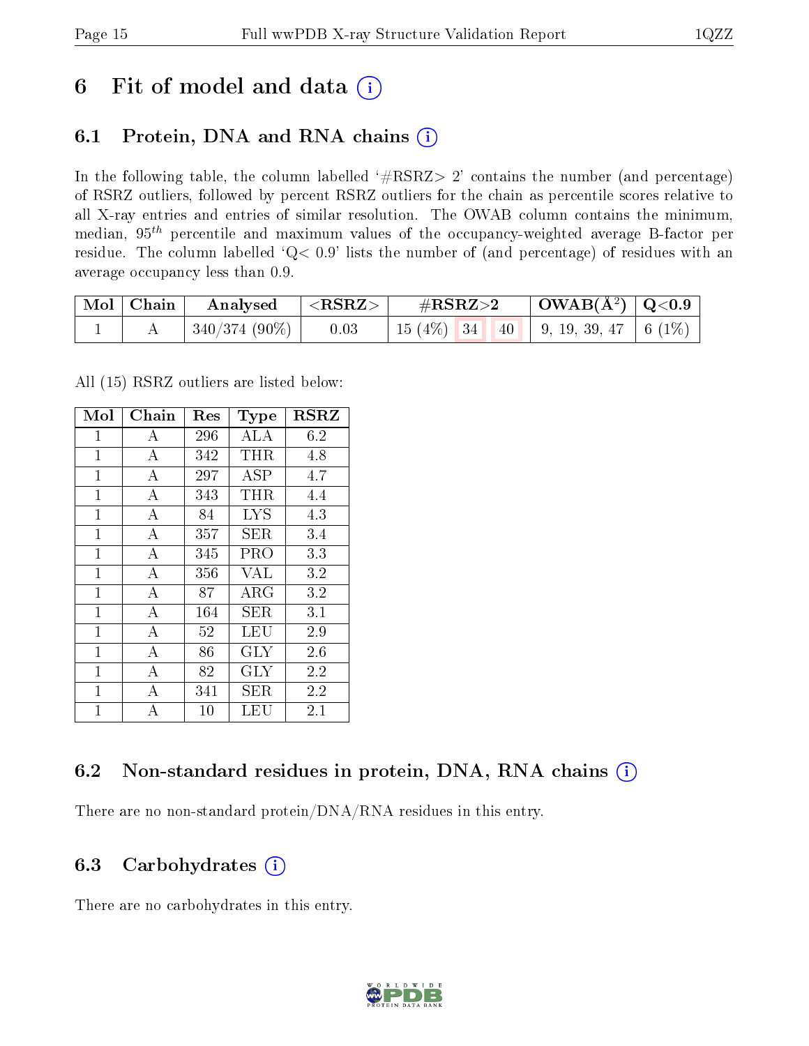# 6 Fit of model and data

## 6.1 Protein, DNA and RNA chains

In the following table, the column labelled '#RSRZ> 2' contains the number (and percentage) of RSRZ outliers, followed by percent RSRZ outliers for the chain as percentile scores relative to all X-ray entries and entries of similar resolution. The OWAB column contains the minimum, median, $95^{th}$ percentile and maximum values of the occupancy-weighted average B-factor per residue. The column labelled 'Q< 0.9' lists the number of (and percentage) of residues with an average occupancy less than 0.9.

| Mol | Chain | Analysed | <RSRZ> | #RSRZ>2 | | | OWAB(Å$^2$) | Q<0.9 |
|---|---|---|---|---|---|---|---|---|
| 1 | A | 340/374 (90%) | 0.03 | 15 (4%) | 34 | 40 | 9, 19, 39, 47 | 6 (1%) |

All (15) RSRZ outliers are listed below:

| Mol | Chain | Res | Type | RSRZ |
|---|---|---|---|---|
| 1 | A | 296 | ALA | 6.2 |
| 1 | A | 342 | THR | 4.8 |
| 1 | A | 297 | ASP | 4.7 |
| 1 | A | 343 | THR | 4.4 |
| 1 | A | 84 | LYS | 4.3 |
| 1 | A | 357 | SER | 3.4 |
| 1 | A | 345 | PRO | 3.3 |
| 1 | A | 356 | VAL | 3.2 |
| 1 | A | 87 | ARG | 3.2 |
| 1 | A | 164 | SER | 3.1 |
| 1 | A | 52 | LEU | 2.9 |
| 1 | A | 86 | GLY | 2.6 |
| 1 | A | 82 | GLY | 2.2 |
| 1 | A | 341 | SER | 2.2 |
| 1 | A | 10 | LEU | 2.1 |

## 6.2 Non-standard residues in protein, DNA, RNA chains

There are no non-standard protein/DNA/RNA residues in this entry.

## 6.3 Carbohydrates

There are no carbohydrates in this entry.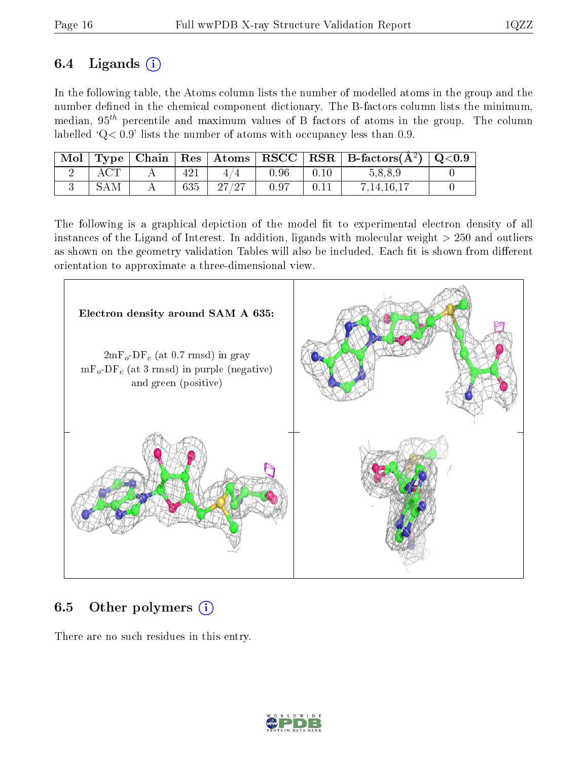## 6.4 Ligands (i)

In the following table, the Atoms column lists the number of modelled atoms in the group and the number defined in the chemical component dictionary. The B-factors column lists the minimum, median, $95^{th}$ percentile and maximum values of B factors of atoms in the group. The column labelled 'Q< 0.9' lists the number of atoms with occupancy less than 0.9.

| Mol | Type | Chain | Res | Atoms | RSCC | RSR | B-factors($Å^2$) | Q<0.9 |
|---|---|---|---|---|---|---|---|---|
| 2 | ACT | A | 421 | 4/4 | 0.96 | 0.10 | 5,8,8,9 | 0 |
| 3 | SAM | A | 635 | 27/27 | 0.97 | 0.11 | 7,14,16,17 | 0 |

The following is a graphical depiction of the model fit to experimental electron density of all instances of the Ligand of Interest. In addition, ligands with molecular weight > 250 and outliers as shown on the geometry validation Tables will also be included. Each fit is shown from different orientation to approximate a three-dimensional view.

**Electron density around SAM A 635:**

$2mF_o$-$DF_c$ (at 0.7 rmsd) in gray
$mF_o$-$DF_c$ (at 3 rmsd) in purple (negative) and green (positive)

## 6.5 Other polymers (i)

There are no such residues in this entry.